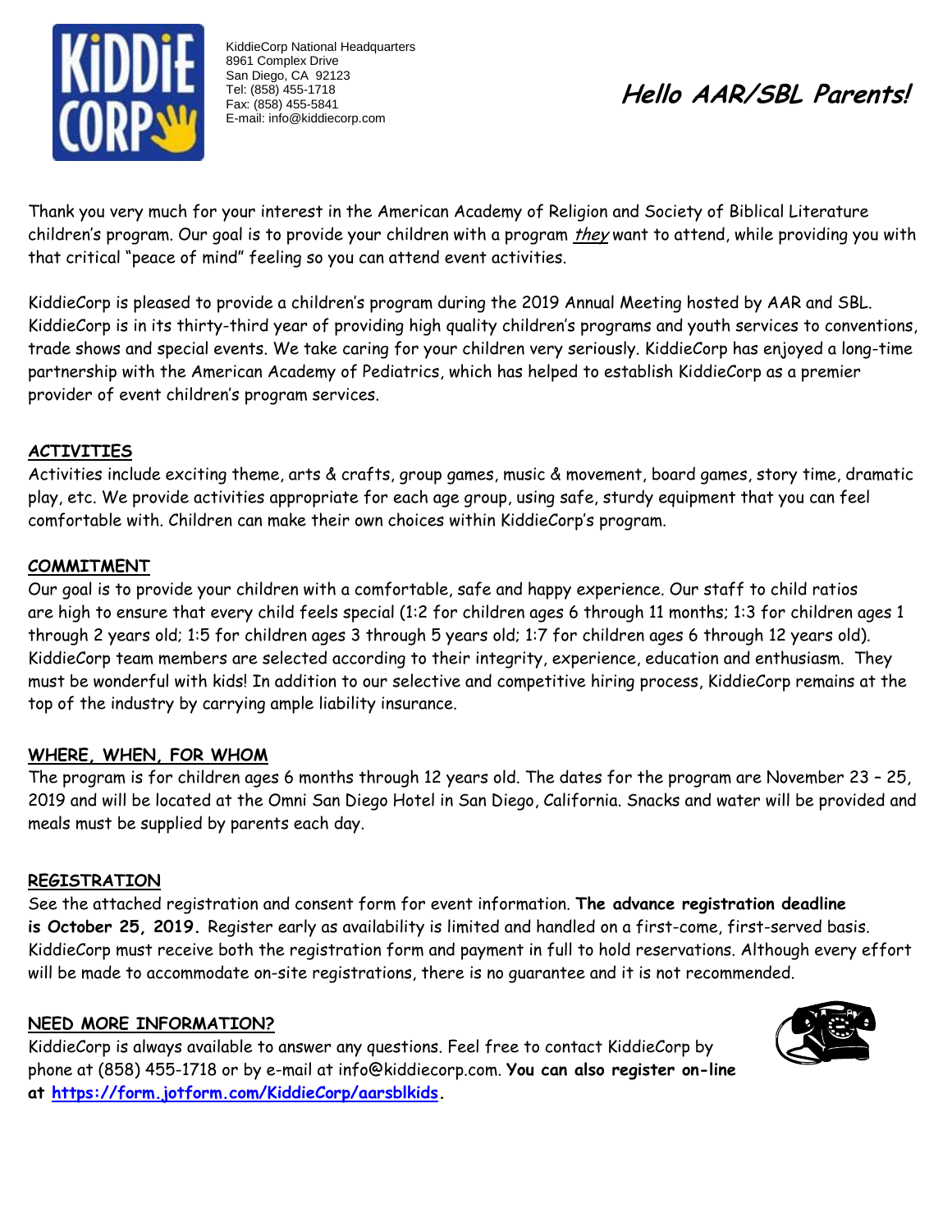KiddieCorp National Headquarters
8961 Complex Drive
San Diego, CA 92123
Tel: (858) 455-1718
Fax: (858) 455-5841
E-mail: info@kiddiecorp.com

# Hello AAR/SBL Parents!

Thank you very much for your interest in the American Academy of Religion and Society of Biblical Literature children's program. Our goal is to provide your children with a program *they* want to attend, while providing you with that critical "peace of mind" feeling so you can attend event activities.

KiddieCorp is pleased to provide a children's program during the 2019 Annual Meeting hosted by AAR and SBL. KiddieCorp is in its thirty-third year of providing high quality children's programs and youth services to conventions, trade shows and special events. We take caring for your children very seriously. KiddieCorp has enjoyed a long-time partnership with the American Academy of Pediatrics, which has helped to establish KiddieCorp as a premier provider of event children's program services.

## ACTIVITIES

Activities include exciting theme, arts & crafts, group games, music & movement, board games, story time, dramatic play, etc. We provide activities appropriate for each age group, using safe, sturdy equipment that you can feel comfortable with. Children can make their own choices within KiddieCorp's program.

## COMMITMENT

Our goal is to provide your children with a comfortable, safe and happy experience. Our staff to child ratios are high to ensure that every child feels special (1:2 for children ages 6 through 11 months; 1:3 for children ages 1 through 2 years old; 1:5 for children ages 3 through 5 years old; 1:7 for children ages 6 through 12 years old). KiddieCorp team members are selected according to their integrity, experience, education and enthusiasm. They must be wonderful with kids! In addition to our selective and competitive hiring process, KiddieCorp remains at the top of the industry by carrying ample liability insurance.

## WHERE, WHEN, FOR WHOM

The program is for children ages 6 months through 12 years old. The dates for the program are November 23 – 25, 2019 and will be located at the Omni San Diego Hotel in San Diego, California. Snacks and water will be provided and meals must be supplied by parents each day.

## REGISTRATION

See the attached registration and consent form for event information. **The advance registration deadline is October 25, 2019.** Register early as availability is limited and handled on a first-come, first-served basis. KiddieCorp must receive both the registration form and payment in full to hold reservations. Although every effort will be made to accommodate on-site registrations, there is no guarantee and it is not recommended.

## NEED MORE INFORMATION?

KiddieCorp is always available to answer any questions. Feel free to contact KiddieCorp by phone at (858) 455-1718 or by e-mail at info@kiddiecorp.com. **You can also register on-line at https://form.jotform.com/KiddieCorp/aarsblkids.**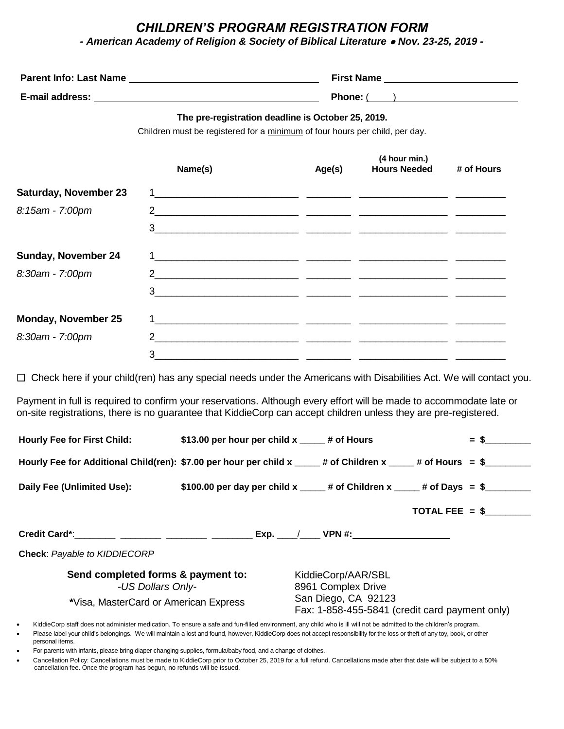# *CHILDREN'S PROGRAM REGISTRATION FORM*

***- American Academy of Religion & Society of Biblical Literature • Nov. 23-25, 2019 -***

**Parent Info: Last Name** ______________________________ **First Name** ______________________

**E-mail address:** ____________________________________ **Phone:** (____) ____________________

**The pre-registration deadline is October 25, 2019.**

Children must be registered for a minimum of four hours per child, per day.

| | Name(s) | Age(s) | (4 hour min.) Hours Needed | # of Hours |
|---|---|---|---|---|
| **Saturday, November 23** | 1 | | | |
| *8:15am - 7:00pm* | 2 | | | |
| | 3 | | | |
| **Sunday, November 24** | 1 | | | |
| *8:30am - 7:00pm* | 2 | | | |
| | 3 | | | |
| **Monday, November 25** | 1 | | | |
| *8:30am - 7:00pm* | 2 | | | |
| | 3 | | | |

☐ Check here if your child(ren) has any special needs under the Americans with Disabilities Act. We will contact you.

Payment in full is required to confirm your reservations. Although every effort will be made to accommodate late or on-site registrations, there is no guarantee that KiddieCorp can accept children unless they are pre-registered.

**Hourly Fee for First Child:** **$13.00 per hour per child x _____ # of Hours** **= $_________**

**Hourly Fee for Additional Child(ren): $7.00 per hour per child x _____ # of Children x _____ # of Hours = $_________**

**Daily Fee (Unlimited Use):** **$100.00 per day per child x _____ # of Children x _____ # of Days = $_________**

**TOTAL FEE = $_________**

**Credit Card***: ________ ________ ________ ________ **Exp.** ____/____ **VPN #:** ________________

**Check**: *Payable to KIDDIECORP*

**Send completed forms & payment to:**
*-US Dollars Only-*
**\***Visa, MasterCard or American Express

KiddieCorp/AAR/SBL
8961 Complex Drive
San Diego, CA 92123
Fax: 1-858-455-5841 (credit card payment only)

- KiddieCorp staff does not administer medication. To ensure a safe and fun-filled environment, any child who is ill will not be admitted to the children's program.
- Please label your child's belongings. We will maintain a lost and found, however, KiddieCorp does not accept responsibility for the loss or theft of any toy, book, or other personal items.
- For parents with infants, please bring diaper changing supplies, formula/baby food, and a change of clothes.
- Cancellation Policy: Cancellations must be made to KiddieCorp prior to October 25, 2019 for a full refund. Cancellations made after that date will be subject to a 50% cancellation fee. Once the program has begun, no refunds will be issued.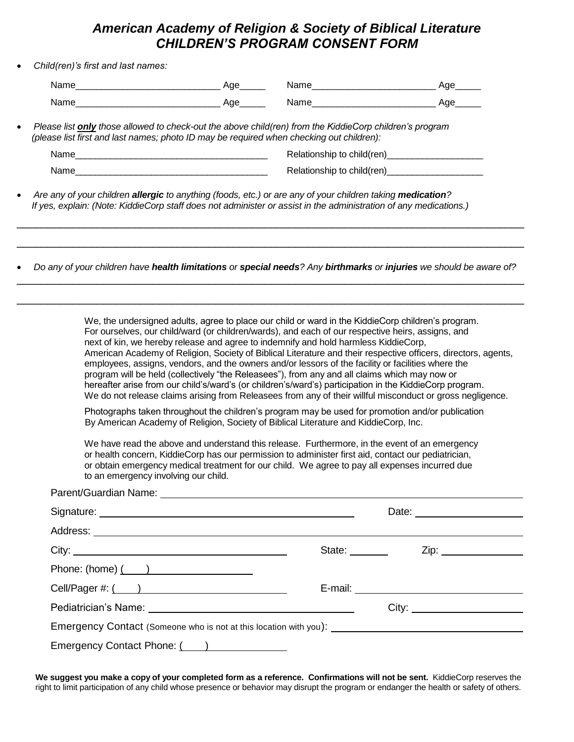# *American Academy of Religion & Society of Biblical Literature CHILDREN'S PROGRAM CONSENT FORM*

- *Child(ren)'s first and last names:*

Name___________________________ Age_____ Name________________________ Age_____

Name___________________________ Age_____ Name________________________ Age_____

- *Please list **only** those allowed to check-out the above child(ren) from the KiddieCorp children's program (please list first and last names; photo ID may be required when checking out children):*

Name______________________________________ Relationship to child(ren)___________________

Name______________________________________ Relationship to child(ren)___________________

- *Are any of your children **allergic** to anything (foods, etc.) or are any of your children taking **medication**? If yes, explain: (Note: KiddieCorp staff does not administer or assist in the administration of any medications.)*

_____________________________________________________________________________________

_____________________________________________________________________________________

- *Do any of your children have **health limitations** or **special needs**? Any **birthmarks** or **injuries** we should be aware of?*

_____________________________________________________________________________________

_____________________________________________________________________________________

We, the undersigned adults, agree to place our child or ward in the KiddieCorp children's program. For ourselves, our child/ward (or children/wards), and each of our respective heirs, assigns, and next of kin, we hereby release and agree to indemnify and hold harmless KiddieCorp, American Academy of Religion, Society of Biblical Literature and their respective officers, directors, agents, employees, assigns, vendors, and the owners and/or lessors of the facility or facilities where the program will be held (collectively "the Releasees"), from any and all claims which may now or hereafter arise from our child's/ward's (or children's/ward's) participation in the KiddieCorp program. We do not release claims arising from Releasees from any of their willful misconduct or gross negligence.

Photographs taken throughout the children's program may be used for promotion and/or publication By American Academy of Religion, Society of Biblical Literature and KiddieCorp, Inc.

We have read the above and understand this release. Furthermore, in the event of an emergency or health concern, KiddieCorp has our permission to administer first aid, contact our pediatrician, or obtain emergency medical treatment for our child. We agree to pay all expenses incurred due to an emergency involving our child.

Parent/Guardian Name: ______________________________________________

Signature: ______________________________ Date: ________________

Address: ______________________________________________

City: ______________________ State: ________ Zip: ______________

Phone: (home) ( ) ______________

Cell/Pager #: ( ) ______________ E-mail: ______________________

Pediatrician's Name: ______________________ City: ________________

Emergency Contact (Someone who is not at this location with you): ______________________

Emergency Contact Phone: ( ) ______________

**We suggest you make a copy of your completed form as a reference. Confirmations will not be sent.** KiddieCorp reserves the right to limit participation of any child whose presence or behavior may disrupt the program or endanger the health or safety of others.